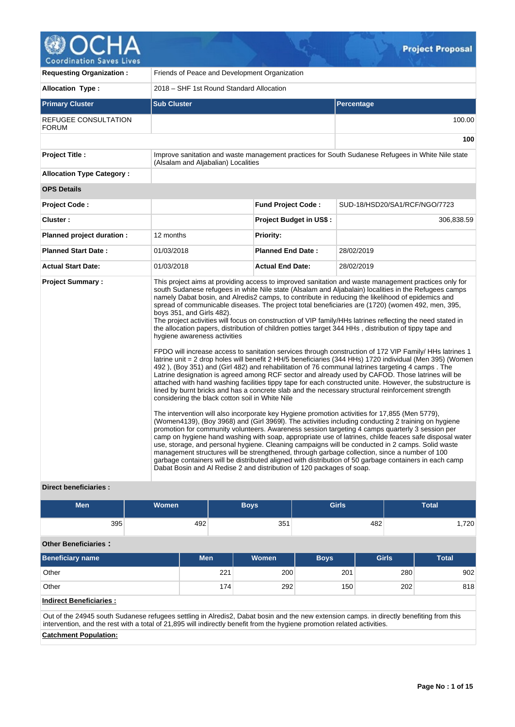# Project Proposal

| | | | |
|---|---|---|---|
| **Requesting Organization :** | Friends of Peace and Development Organization | | |
| **Allocation Type :** | 2018 – SHF 1st Round Standard Allocation | | |

| **Primary Cluster** | **Sub Cluster** | **Percentage** |
|---|---|---|
| REFUGEE CONSULTATION FORUM | | 100.00 |
| | | **100** |

| | | | |
|---|---|---|---|
| **Project Title :** | Improve sanitation and waste management practices for South Sudanese Refugees in White Nile state (Alsalam and Aljabalian) Localities | | |
| **Allocation Type Category :** | | | |
| **OPS Details** | | | |
| **Project Code :** | | **Fund Project Code :** | SUD-18/HSD20/SA1/RCF/NGO/7723 |
| **Cluster :** | | **Project Budget in US$ :** | 306,838.59 |
| **Planned project duration :** | 12 months | **Priority:** | |
| **Planned Start Date :** | 01/03/2018 | **Planned End Date :** | 28/02/2019 |
| **Actual Start Date:** | 01/03/2018 | **Actual End Date:** | 28/02/2019 |

**Project Summary :**

This project aims at providing access to improved sanitation and waste management practices only for south Sudanese refugees in white Nile state (Alsalam and Aljabalain) localities in the Refugees camps namely Dabat bosin, and Alredis2 camps, to contribute in reducing the likelihood of epidemics and spread of communicable diseases. The project total beneficiaries are (1720) (women 492, men, 395, boys 351, and Girls 482).
The project activities will focus on construction of VIP family/HHs latrines reflecting the need stated in the allocation papers, distribution of children potties target 344 HHs , distribution of tippy tape and hygiene awareness activities

FPDO will increase access to sanitation services through construction of 172 VIP Family/ HHs latrines 1 latrine unit = 2 drop holes will benefit 2 HH/5 beneficiaries (344 HHs) 1720 individual (Men 395) (Women 492 ), (Boy 351) and (Girl 482) and rehabilitation of 76 communal latrines targeting 4 camps . The Latrine designation is agreed among RCF sector and already used by CAFOD. Those latrines will be attached with hand washing facilities tippy tape for each constructed unite. However, the substructure is lined by burnt bricks and has a concrete slab and the necessary structural reinforcement strength considering the black cotton soil in White Nile

The intervention will also incorporate key Hygiene promotion activities for 17,855 (Men 5779), (Women4139), (Boy 3968) and (Girl 3969l). The activities including conducting 2 training on hygiene promotion for community volunteers. Awareness session targeting 4 camps quarterly 3 session per camp on hygiene hand washing with soap, appropriate use of latrines, childe feaces safe disposal water use, storage, and personal hygiene. Cleaning campaigns will be conducted in 2 camps. Solid waste management structures will be strengthened, through garbage collection, since a number of 100 garbage containers will be distributed aligned with distribution of 50 garbage containers in each camp Dabat Bosin and Al Redise 2 and distribution of 120 packages of soap.

**Direct beneficiaries :**

| Men | Women | Boys | Girls | Total |
|---|---|---|---|---|
| 395 | 492 | 351 | 482 | 1,720 |

**Other Beneficiaries :**

| Beneficiary name | Men | Women | Boys | Girls | Total |
|---|---|---|---|---|---|
| Other | 221 | 200 | 201 | 280 | 902 |
| Other | 174 | 292 | 150 | 202 | 818 |

**Indirect Beneficiaries :**

Out of the 24945 south Sudanese refugees settling in Alredis2, Dabat bosin and the new extension camps. in directly benefiting from this intervention, and the rest with a total of 21,895 will indirectly benefit from the hygiene promotion related activities.

**Catchment Population:**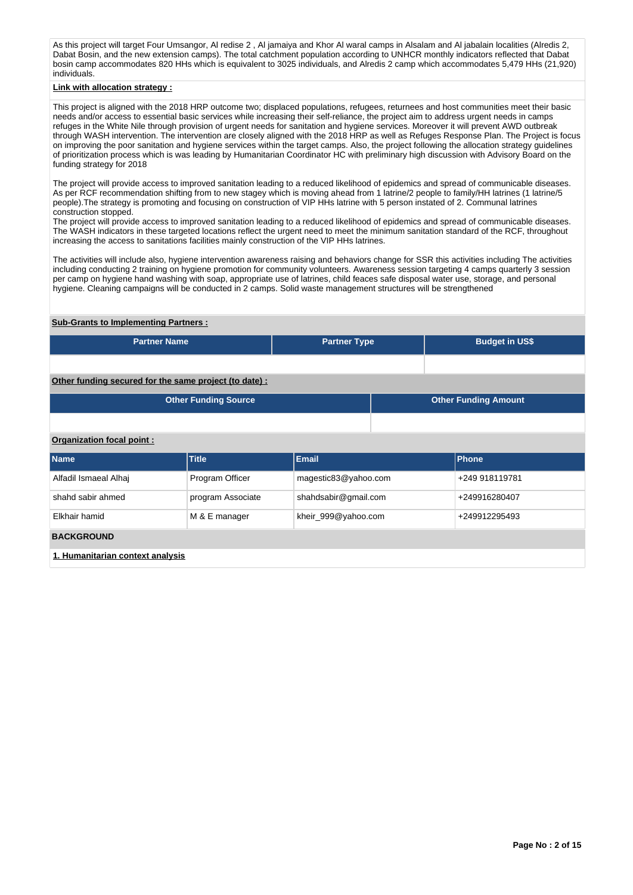As this project will target Four Umsangor, Al redise 2 , Al jamaiya and Khor Al waral camps in Alsalam and Al jabalain localities (Alredis 2, Dabat Bosin, and the new extension camps). The total catchment population according to UNHCR monthly indicators reflected that Dabat bosin camp accommodates 820 HHs which is equivalent to 3025 individuals, and Alredis 2 camp which accommodates 5,479 HHs (21,920) individuals.

**Link with allocation strategy :**

This project is aligned with the 2018 HRP outcome two; displaced populations, refugees, returnees and host communities meet their basic needs and/or access to essential basic services while increasing their self-reliance, the project aim to address urgent needs in camps refuges in the White Nile through provision of urgent needs for sanitation and hygiene services. Moreover it will prevent AWD outbreak through WASH intervention. The intervention are closely aligned with the 2018 HRP as well as Refuges Response Plan. The Project is focus on improving the poor sanitation and hygiene services within the target camps. Also, the project following the allocation strategy guidelines of prioritization process which is was leading by Humanitarian Coordinator HC with preliminary high discussion with Advisory Board on the funding strategy for 2018

The project will provide access to improved sanitation leading to a reduced likelihood of epidemics and spread of communicable diseases. As per RCF recommendation shifting from to new stagey which is moving ahead from 1 latrine/2 people to family/HH latrines (1 latrine/5 people).The strategy is promoting and focusing on construction of VIP HHs latrine with 5 person instated of 2. Communal latrines construction stopped.
The project will provide access to improved sanitation leading to a reduced likelihood of epidemics and spread of communicable diseases. The WASH indicators in these targeted locations reflect the urgent need to meet the minimum sanitation standard of the RCF, throughout increasing the access to sanitations facilities mainly construction of the VIP HHs latrines.

The activities will include also, hygiene intervention awareness raising and behaviors change for SSR this activities including The activities including conducting 2 training on hygiene promotion for community volunteers. Awareness session targeting 4 camps quarterly 3 session per camp on hygiene hand washing with soap, appropriate use of latrines, child feaces safe disposal water use, storage, and personal hygiene. Cleaning campaigns will be conducted in 2 camps. Solid waste management structures will be strengthened

**Sub-Grants to Implementing Partners :**

| Partner Name | Partner Type | Budget in US$ |
|---|---|---|
| | | |

**Other funding secured for the same project (to date) :**

| Other Funding Source | Other Funding Amount |
|---|---|
| | |

**Organization focal point :**

| Name | Title | Email | Phone |
|---|---|---|---|
| Alfadil Ismaeal Alhaj | Program Officer | magestic83@yahoo.com | +249 918119781 |
| shahd sabir ahmed | program Associate | shahdsabir@gmail.com | +249916280407 |
| Elkhair hamid | M & E manager | kheir_999@yahoo.com | +249912295493 |

## BACKGROUND

**1. Humanitarian context analysis**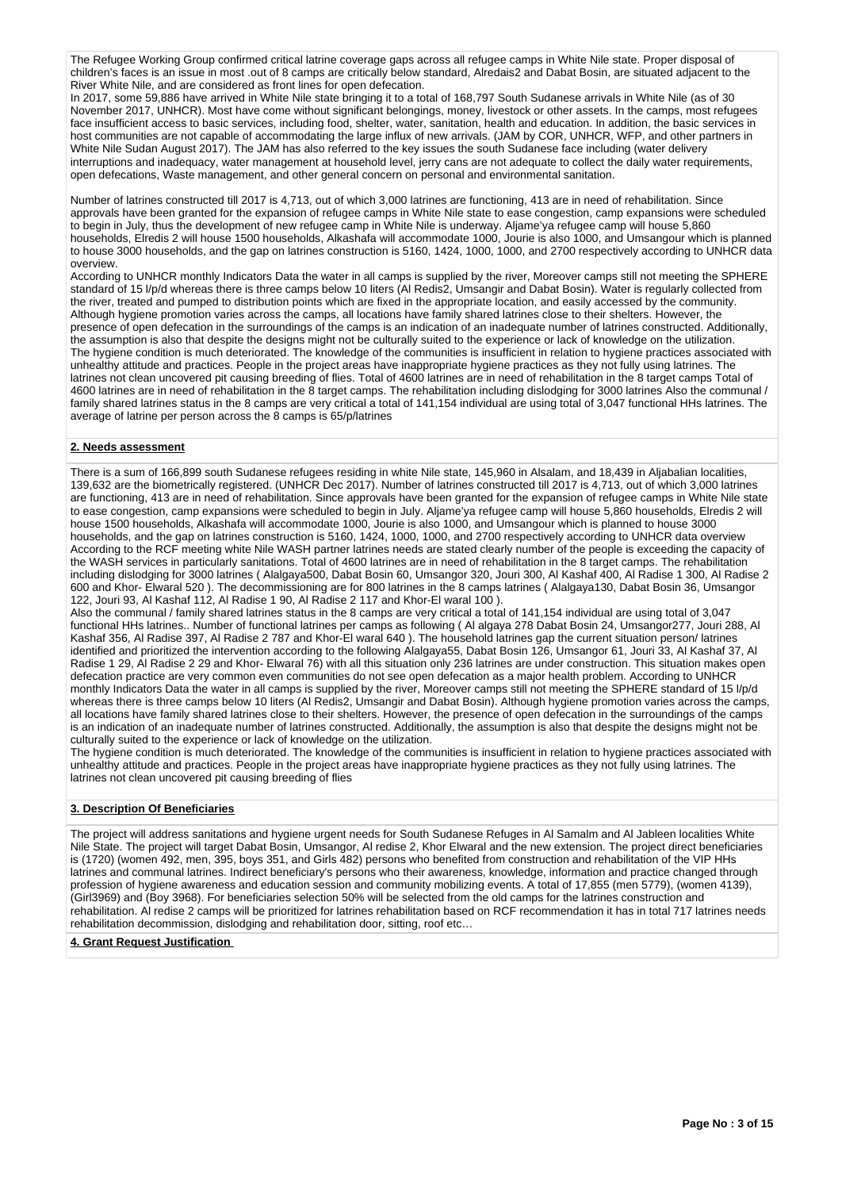The Refugee Working Group confirmed critical latrine coverage gaps across all refugee camps in White Nile state. Proper disposal of children's faces is an issue in most .out of 8 camps are critically below standard, Alredais2 and Dabat Bosin, are situated adjacent to the River White Nile, and are considered as front lines for open defecation.
In 2017, some 59,886 have arrived in White Nile state bringing it to a total of 168,797 South Sudanese arrivals in White Nile (as of 30 November 2017, UNHCR). Most have come without significant belongings, money, livestock or other assets. In the camps, most refugees face insufficient access to basic services, including food, shelter, water, sanitation, health and education. In addition, the basic services in host communities are not capable of accommodating the large influx of new arrivals. (JAM by COR, UNHCR, WFP, and other partners in White Nile Sudan August 2017). The JAM has also referred to the key issues the south Sudanese face including (water delivery interruptions and inadequacy, water management at household level, jerry cans are not adequate to collect the daily water requirements, open defecations, Waste management, and other general concern on personal and environmental sanitation.

Number of latrines constructed till 2017 is 4,713, out of which 3,000 latrines are functioning, 413 are in need of rehabilitation. Since approvals have been granted for the expansion of refugee camps in White Nile state to ease congestion, camp expansions were scheduled to begin in July, thus the development of new refugee camp in White Nile is underway. Aljame'ya refugee camp will house 5,860 households, Elredis 2 will house 1500 households, Alkashafa will accommodate 1000, Jourie is also 1000, and Umsangour which is planned to house 3000 households, and the gap on latrines construction is 5160, 1424, 1000, 1000, and 2700 respectively according to UNHCR data overview.
According to UNHCR monthly Indicators Data the water in all camps is supplied by the river, Moreover camps still not meeting the SPHERE standard of 15 l/p/d whereas there is three camps below 10 liters (Al Redis2, Umsangir and Dabat Bosin). Water is regularly collected from the river, treated and pumped to distribution points which are fixed in the appropriate location, and easily accessed by the community. Although hygiene promotion varies across the camps, all locations have family shared latrines close to their shelters. However, the presence of open defecation in the surroundings of the camps is an indication of an inadequate number of latrines constructed. Additionally, the assumption is also that despite the designs might not be culturally suited to the experience or lack of knowledge on the utilization.
The hygiene condition is much deteriorated. The knowledge of the communities is insufficient in relation to hygiene practices associated with unhealthy attitude and practices. People in the project areas have inappropriate hygiene practices as they not fully using latrines. The latrines not clean uncovered pit causing breeding of flies. Total of 4600 latrines are in need of rehabilitation in the 8 target camps Total of 4600 latrines are in need of rehabilitation in the 8 target camps. The rehabilitation including dislodging for 3000 latrines Also the communal / family shared latrines status in the 8 camps are very critical a total of 141,154 individual are using total of 3,047 functional HHs latrines. The average of latrine per person across the 8 camps is 65/p/latrines

## 2. Needs assessment

There is a sum of 166,899 south Sudanese refugees residing in white Nile state, 145,960 in Alsalam, and 18,439 in Aljabalian localities, 139,632 are the biometrically registered. (UNHCR Dec 2017). Number of latrines constructed till 2017 is 4,713, out of which 3,000 latrines are functioning, 413 are in need of rehabilitation. Since approvals have been granted for the expansion of refugee camps in White Nile state to ease congestion, camp expansions were scheduled to begin in July. Aljame'ya refugee camp will house 5,860 households, Elredis 2 will house 1500 households, Alkashafa will accommodate 1000, Jourie is also 1000, and Umsangour which is planned to house 3000 households, and the gap on latrines construction is 5160, 1424, 1000, 1000, and 2700 respectively according to UNHCR data overview According to the RCF meeting white Nile WASH partner latrines needs are stated clearly number of the people is exceeding the capacity of the WASH services in particularly sanitations. Total of 4600 latrines are in need of rehabilitation in the 8 target camps. The rehabilitation including dislodging for 3000 latrines ( Alalgaya500, Dabat Bosin 60, Umsangor 320, Jouri 300, Al Kashaf 400, Al Radise 1 300, Al Radise 2 600 and Khor- Elwaral 520 ). The decommissioning are for 800 latrines in the 8 camps latrines ( Alalgaya130, Dabat Bosin 36, Umsangor 122, Jouri 93, Al Kashaf 112, Al Radise 1 90, Al Radise 2 117 and Khor-El waral 100 ).
Also the communal / family shared latrines status in the 8 camps are very critical a total of 141,154 individual are using total of 3,047 functional HHs latrines.. Number of functional latrines per camps as following ( Al algaya 278 Dabat Bosin 24, Umsangor277, Jouri 288, Al Kashaf 356, Al Radise 397, Al Radise 2 787 and Khor-El waral 640 ). The household latrines gap the current situation person/ latrines identified and prioritized the intervention according to the following Alalgaya55, Dabat Bosin 126, Umsangor 61, Jouri 33, Al Kashaf 37, Al Radise 1 29, Al Radise 2 29 and Khor- Elwaral 76) with all this situation only 236 latrines are under construction. This situation makes open defecation practice are very common even communities do not see open defecation as a major health problem. According to UNHCR monthly Indicators Data the water in all camps is supplied by the river, Moreover camps still not meeting the SPHERE standard of 15 l/p/d whereas there is three camps below 10 liters (Al Redis2, Umsangir and Dabat Bosin). Although hygiene promotion varies across the camps, all locations have family shared latrines close to their shelters. However, the presence of open defecation in the surroundings of the camps is an indication of an inadequate number of latrines constructed. Additionally, the assumption is also that despite the designs might not be culturally suited to the experience or lack of knowledge on the utilization.
The hygiene condition is much deteriorated. The knowledge of the communities is insufficient in relation to hygiene practices associated with unhealthy attitude and practices. People in the project areas have inappropriate hygiene practices as they not fully using latrines. The latrines not clean uncovered pit causing breeding of flies

## 3. Description Of Beneficiaries

The project will address sanitations and hygiene urgent needs for South Sudanese Refuges in Al Samalm and Al Jableen localities White Nile State. The project will target Dabat Bosin, Umsangor, Al redise 2, Khor Elwaral and the new extension. The project direct beneficiaries is (1720) (women 492, men, 395, boys 351, and Girls 482) persons who benefited from construction and rehabilitation of the VIP HHs latrines and communal latrines. Indirect beneficiary's persons who their awareness, knowledge, information and practice changed through profession of hygiene awareness and education session and community mobilizing events. A total of 17,855 (men 5779), (women 4139), (Girl3969) and (Boy 3968). For beneficiaries selection 50% will be selected from the old camps for the latrines construction and rehabilitation. Al redise 2 camps will be prioritized for latrines rehabilitation based on RCF recommendation it has in total 717 latrines needs rehabilitation decommission, dislodging and rehabilitation door, sitting, roof etc…

## 4. Grant Request Justification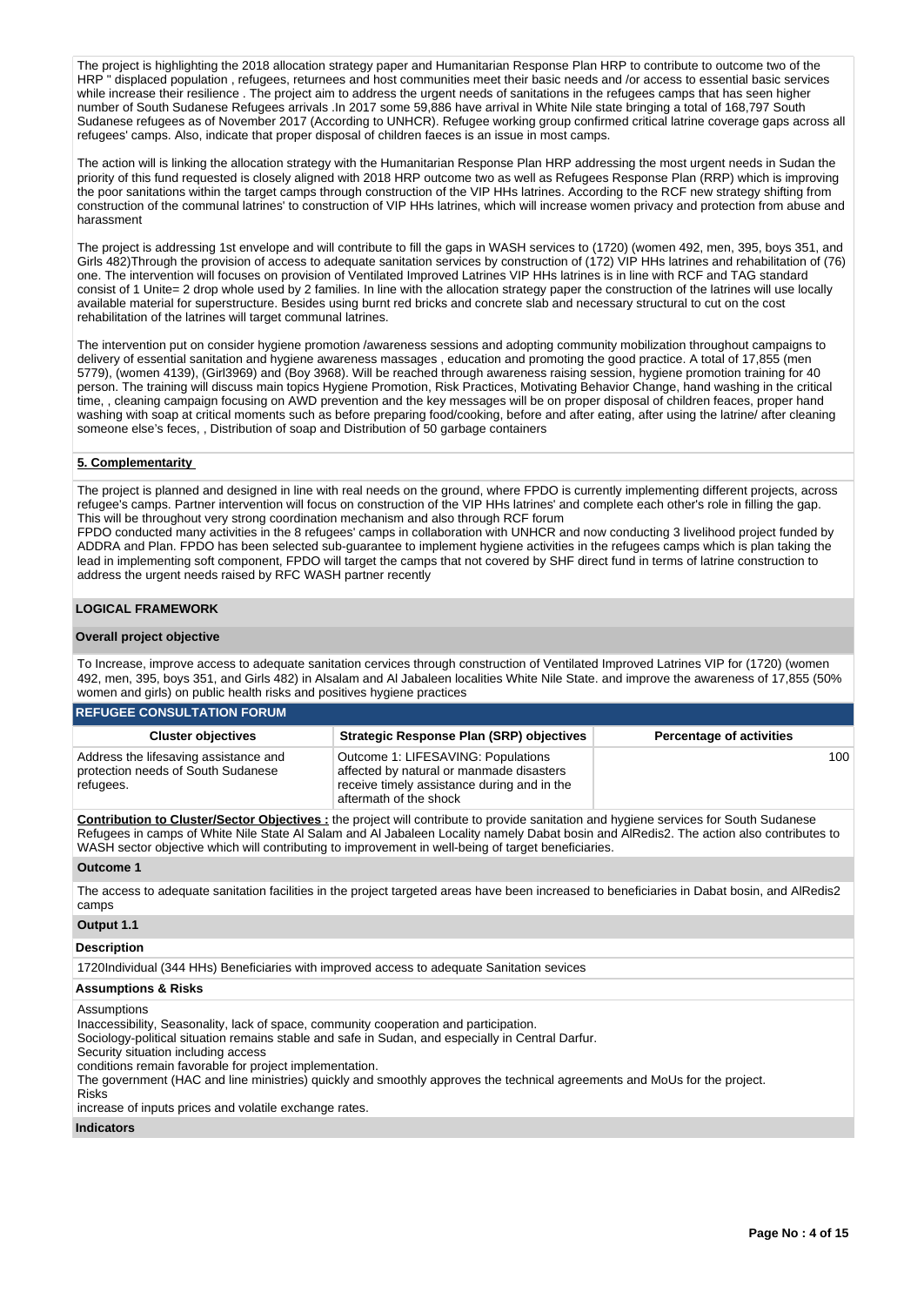The project is highlighting the 2018 allocation strategy paper and Humanitarian Response Plan HRP to contribute to outcome two of the HRP " displaced population , refugees, returnees and host communities meet their basic needs and /or access to essential basic services while increase their resilience . The project aim to address the urgent needs of sanitations in the refugees camps that has seen higher number of South Sudanese Refugees arrivals .In 2017 some 59,886 have arrival in White Nile state bringing a total of 168,797 South Sudanese refugees as of November 2017 (According to UNHCR). Refugee working group confirmed critical latrine coverage gaps across all refugees' camps. Also, indicate that proper disposal of children faeces is an issue in most camps.

The action will is linking the allocation strategy with the Humanitarian Response Plan HRP addressing the most urgent needs in Sudan the priority of this fund requested is closely aligned with 2018 HRP outcome two as well as Refugees Response Plan (RRP) which is improving the poor sanitations within the target camps through construction of the VIP HHs latrines. According to the RCF new strategy shifting from construction of the communal latrines' to construction of VIP HHs latrines, which will increase women privacy and protection from abuse and harassment

The project is addressing 1st envelope and will contribute to fill the gaps in WASH services to (1720) (women 492, men, 395, boys 351, and Girls 482)Through the provision of access to adequate sanitation services by construction of (172) VIP HHs latrines and rehabilitation of (76) one. The intervention will focuses on provision of Ventilated Improved Latrines VIP HHs latrines is in line with RCF and TAG standard consist of 1 Unite= 2 drop whole used by 2 families. In line with the allocation strategy paper the construction of the latrines will use locally available material for superstructure. Besides using burnt red bricks and concrete slab and necessary structural to cut on the cost rehabilitation of the latrines will target communal latrines.

The intervention put on consider hygiene promotion /awareness sessions and adopting community mobilization throughout campaigns to delivery of essential sanitation and hygiene awareness massages , education and promoting the good practice. A total of 17,855 (men 5779), (women 4139), (Girl3969) and (Boy 3968). Will be reached through awareness raising session, hygiene promotion training for 40 person. The training will discuss main topics Hygiene Promotion, Risk Practices, Motivating Behavior Change, hand washing in the critical time, , cleaning campaign focusing on AWD prevention and the key messages will be on proper disposal of children feaces, proper hand washing with soap at critical moments such as before preparing food/cooking, before and after eating, after using the latrine/ after cleaning someone else's feces, , Distribution of soap and Distribution of 50 garbage containers

**5. Complementarity**

The project is planned and designed in line with real needs on the ground, where FPDO is currently implementing different projects, across refugee's camps. Partner intervention will focus on construction of the VIP HHs latrines' and complete each other's role in filling the gap. This will be throughout very strong coordination mechanism and also through RCF forum
FPDO conducted many activities in the 8 refugees' camps in collaboration with UNHCR and now conducting 3 livelihood project funded by ADDRA and Plan. FPDO has been selected sub-guarantee to implement hygiene activities in the refugees camps which is plan taking the lead in implementing soft component, FPDO will target the camps that not covered by SHF direct fund in terms of latrine construction to address the urgent needs raised by RFC WASH partner recently

## LOGICAL FRAMEWORK

### Overall project objective

To Increase, improve access to adequate sanitation cervices through construction of Ventilated Improved Latrines VIP for (1720) (women 492, men, 395, boys 351, and Girls 482) in Alsalam and Al Jabaleen localities White Nile State. and improve the awareness of 17,855 (50% women and girls) on public health risks and positives hygiene practices

### REFUGEE CONSULTATION FORUM

| Cluster objectives | Strategic Response Plan (SRP) objectives | Percentage of activities |
|---|---|---|
| Address the lifesaving assistance and protection needs of South Sudanese refugees. | Outcome 1: LIFESAVING: Populations affected by natural or manmade disasters receive timely assistance during and in the aftermath of the shock | 100 |

**Contribution to Cluster/Sector Objectives :** the project will contribute to provide sanitation and hygiene services for South Sudanese Refugees in camps of White Nile State Al Salam and Al Jabaleen Locality namely Dabat bosin and AlRedis2. The action also contributes to WASH sector objective which will contributing to improvement in well-being of target beneficiaries.

### Outcome 1

The access to adequate sanitation facilities in the project targeted areas have been increased to beneficiaries in Dabat bosin, and AlRedis2 camps

### Output 1.1

**Description**

1720Individual (344 HHs) Beneficiaries with improved access to adequate Sanitation sevices

**Assumptions & Risks**

Assumptions
Inaccessibility, Seasonality, lack of space, community cooperation and participation.
Sociology-political situation remains stable and safe in Sudan, and especially in Central Darfur.
Security situation including access
conditions remain favorable for project implementation.
The government (HAC and line ministries) quickly and smoothly approves the technical agreements and MoUs for the project.
Risks
increase of inputs prices and volatile exchange rates.

**Indicators**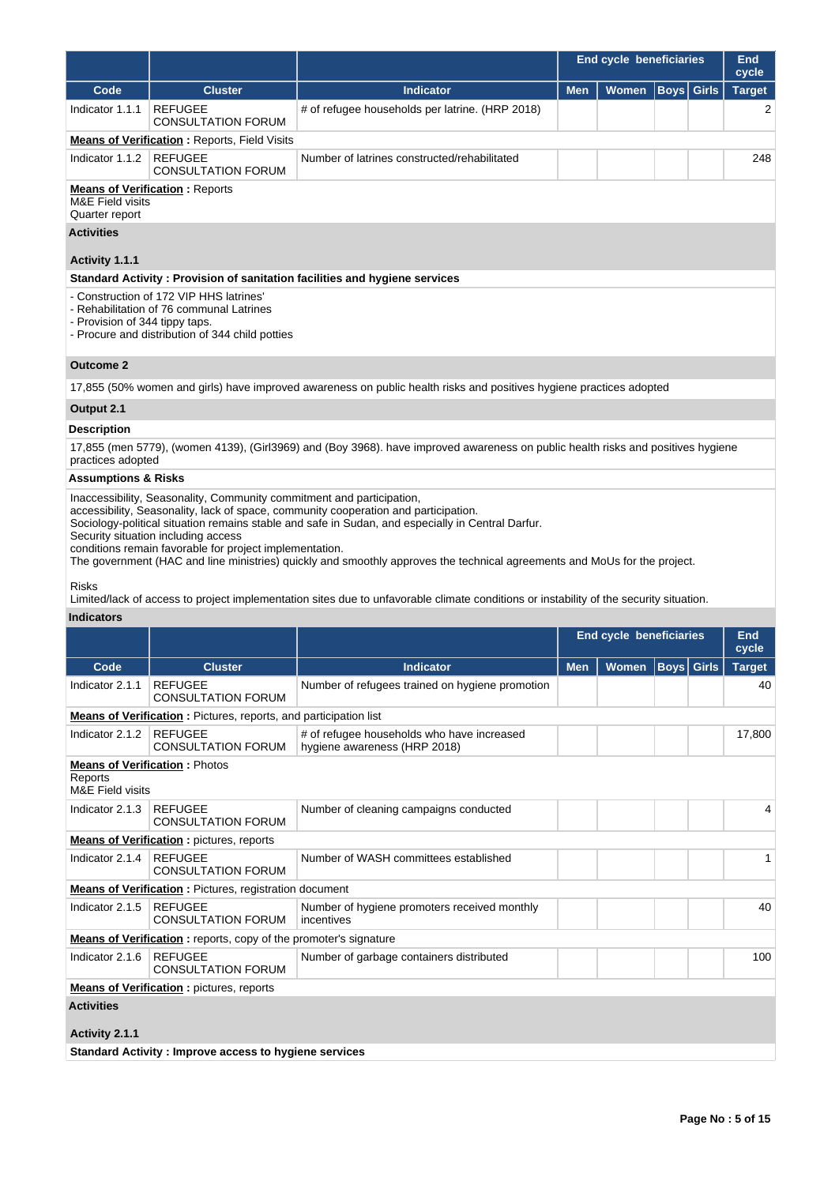| | | | End cycle beneficiaries | | | | End cycle |
|---|---|---|---|---|---|---|---|
| **Code** | **Cluster** | **Indicator** | **Men** | **Women** | **Boys** | **Girls** | **Target** |
| Indicator 1.1.1 | REFUGEE CONSULTATION FORUM | # of refugee households per latrine. (HRP 2018) | | | | | 2 |

**Means of Verification :** Reports, Field Visits

| Code | Cluster | Indicator | Men | Women | Boys | Girls | Target |
|---|---|---|---|---|---|---|---|
| Indicator 1.1.2 | REFUGEE CONSULTATION FORUM | Number of latrines constructed/rehabilitated | | | | | 248 |

**Means of Verification :** Reports
M&E Field visits
Quarter report

**Activities**

**Activity 1.1.1**

**Standard Activity : Provision of sanitation facilities and hygiene services**

- Construction of 172 VIP HHS latrines'
- Rehabilitation of 76 communal Latrines
- Provision of 344 tippy taps.
- Procure and distribution of 344 child potties

**Outcome 2**

17,855 (50% women and girls) have improved awareness on public health risks and positives hygiene practices adopted

**Output 2.1**

**Description**

17,855 (men 5779), (women 4139), (Girl3969) and (Boy 3968). have improved awareness on public health risks and positives hygiene practices adopted

**Assumptions & Risks**

Inaccessibility, Seasonality, Community commitment and participation,
accessibility, Seasonality, lack of space, community cooperation and participation.
Sociology-political situation remains stable and safe in Sudan, and especially in Central Darfur.
Security situation including access
conditions remain favorable for project implementation.
The government (HAC and line ministries) quickly and smoothly approves the technical agreements and MoUs for the project.

Risks
Limited/lack of access to project implementation sites due to unfavorable climate conditions or instability of the security situation.

**Indicators**

| | | | End cycle beneficiaries | | | | End cycle |
|---|---|---|---|---|---|---|---|
| **Code** | **Cluster** | **Indicator** | **Men** | **Women** | **Boys** | **Girls** | **Target** |
| Indicator 2.1.1 | REFUGEE CONSULTATION FORUM | Number of refugees trained on hygiene promotion | | | | | 40 |

**Means of Verification :** Pictures, reports, and participation list

| Code | Cluster | Indicator | Men | Women | Boys | Girls | Target |
|---|---|---|---|---|---|---|---|
| Indicator 2.1.2 | REFUGEE CONSULTATION FORUM | # of refugee households who have increased hygiene awareness (HRP 2018) | | | | | 17,800 |

**Means of Verification :** Photos
Reports
M&E Field visits

| Code | Cluster | Indicator | Men | Women | Boys | Girls | Target |
|---|---|---|---|---|---|---|---|
| Indicator 2.1.3 | REFUGEE CONSULTATION FORUM | Number of cleaning campaigns conducted | | | | | 4 |

**Means of Verification :** pictures, reports

| Code | Cluster | Indicator | Men | Women | Boys | Girls | Target |
|---|---|---|---|---|---|---|---|
| Indicator 2.1.4 | REFUGEE CONSULTATION FORUM | Number of WASH committees established | | | | | 1 |

**Means of Verification :** Pictures, registration document

| Code | Cluster | Indicator | Men | Women | Boys | Girls | Target |
|---|---|---|---|---|---|---|---|
| Indicator 2.1.5 | REFUGEE CONSULTATION FORUM | Number of hygiene promoters received monthly incentives | | | | | 40 |

**Means of Verification :** reports, copy of the promoter's signature

| Code | Cluster | Indicator | Men | Women | Boys | Girls | Target |
|---|---|---|---|---|---|---|---|
| Indicator 2.1.6 | REFUGEE CONSULTATION FORUM | Number of garbage containers distributed | | | | | 100 |

**Means of Verification :** pictures, reports

**Activities**

**Activity 2.1.1**

**Standard Activity : Improve access to hygiene services**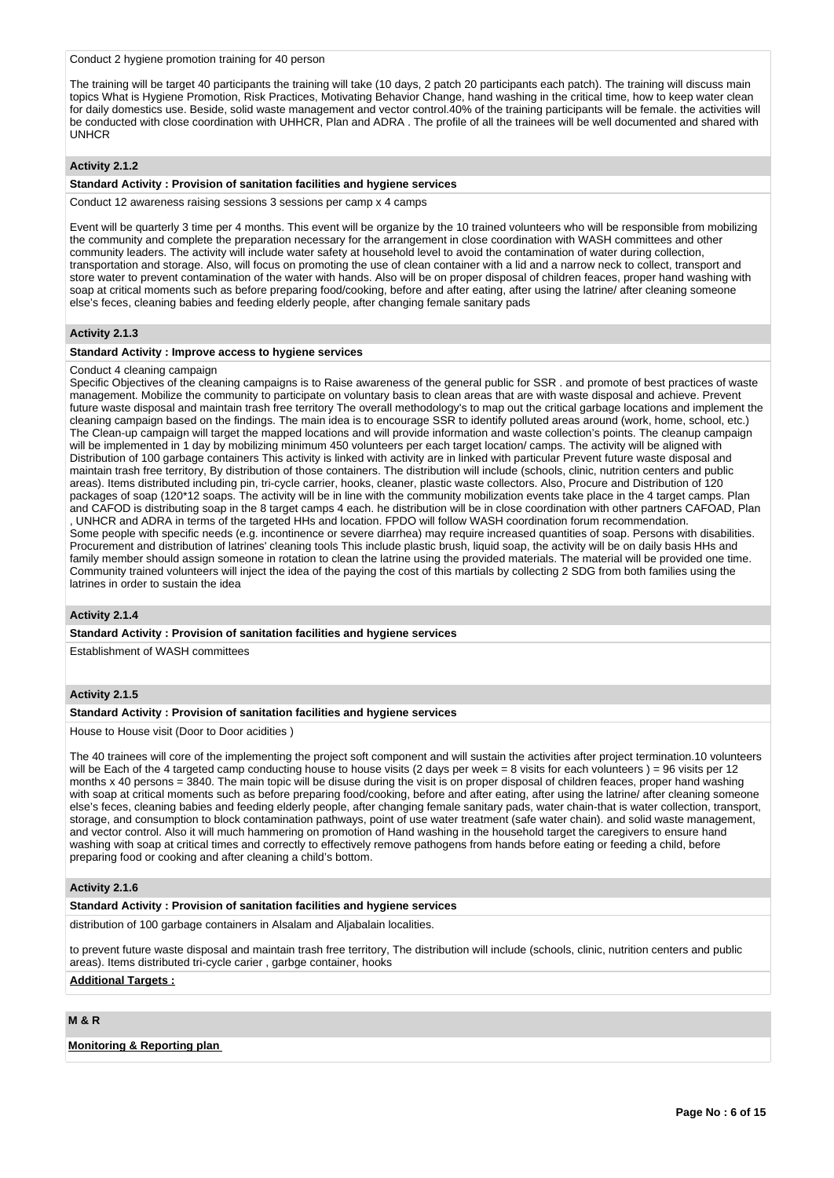Conduct 2 hygiene promotion training for 40 person

The training will be target 40 participants the training will take (10 days, 2 patch 20 participants each patch). The training will discuss main topics What is Hygiene Promotion, Risk Practices, Motivating Behavior Change, hand washing in the critical time, how to keep water clean for daily domestics use. Beside, solid waste management and vector control.40% of the training participants will be female. the activities will be conducted with close coordination with UHHCR, Plan and ADRA . The profile of all the trainees will be well documented and shared with UNHCR

### Activity 2.1.2

**Standard Activity : Provision of sanitation facilities and hygiene services**

Conduct 12 awareness raising sessions 3 sessions per camp x 4 camps

Event will be quarterly 3 time per 4 months. This event will be organize by the 10 trained volunteers who will be responsible from mobilizing the community and complete the preparation necessary for the arrangement in close coordination with WASH committees and other community leaders. The activity will include water safety at household level to avoid the contamination of water during collection, transportation and storage. Also, will focus on promoting the use of clean container with a lid and a narrow neck to collect, transport and store water to prevent contamination of the water with hands. Also will be on proper disposal of children feaces, proper hand washing with soap at critical moments such as before preparing food/cooking, before and after eating, after using the latrine/ after cleaning someone else's feces, cleaning babies and feeding elderly people, after changing female sanitary pads

### Activity 2.1.3

**Standard Activity : Improve access to hygiene services**

Conduct 4 cleaning campaign

Specific Objectives of the cleaning campaigns is to Raise awareness of the general public for SSR . and promote of best practices of waste management. Mobilize the community to participate on voluntary basis to clean areas that are with waste disposal and achieve. Prevent future waste disposal and maintain trash free territory The overall methodology's to map out the critical garbage locations and implement the cleaning campaign based on the findings. The main idea is to encourage SSR to identify polluted areas around (work, home, school, etc.) The Clean-up campaign will target the mapped locations and will provide information and waste collection's points. The cleanup campaign will be implemented in 1 day by mobilizing minimum 450 volunteers per each target location/ camps. The activity will be aligned with Distribution of 100 garbage containers This activity is linked with activity are in linked with particular Prevent future waste disposal and maintain trash free territory, By distribution of those containers. The distribution will include (schools, clinic, nutrition centers and public areas). Items distributed including pin, tri-cycle carrier, hooks, cleaner, plastic waste collectors. Also, Procure and Distribution of 120 packages of soap (120*12 soaps. The activity will be in line with the community mobilization events take place in the 4 target camps. Plan and CAFOD is distributing soap in the 8 target camps 4 each. he distribution will be in close coordination with other partners CAFOAD, Plan , UNHCR and ADRA in terms of the targeted HHs and location. FPDO will follow WASH coordination forum recommendation.
Some people with specific needs (e.g. incontinence or severe diarrhea) may require increased quantities of soap. Persons with disabilities. Procurement and distribution of latrines' cleaning tools This include plastic brush, liquid soap, the activity will be on daily basis HHs and family member should assign someone in rotation to clean the latrine using the provided materials. The material will be provided one time. Community trained volunteers will inject the idea of the paying the cost of this martials by collecting 2 SDG from both families using the latrines in order to sustain the idea

### Activity 2.1.4

**Standard Activity : Provision of sanitation facilities and hygiene services**

Establishment of WASH committees

### Activity 2.1.5

**Standard Activity : Provision of sanitation facilities and hygiene services**

House to House visit (Door to Door acidities )

The 40 trainees will core of the implementing the project soft component and will sustain the activities after project termination.10 volunteers will be Each of the 4 targeted camp conducting house to house visits (2 days per week = 8 visits for each volunteers ) = 96 visits per 12 months x 40 persons = 3840. The main topic will be disuse during the visit is on proper disposal of children feaces, proper hand washing with soap at critical moments such as before preparing food/cooking, before and after eating, after using the latrine/ after cleaning someone else's feces, cleaning babies and feeding elderly people, after changing female sanitary pads, water chain-that is water collection, transport, storage, and consumption to block contamination pathways, point of use water treatment (safe water chain). and solid waste management, and vector control. Also it will much hammering on promotion of Hand washing in the household target the caregivers to ensure hand washing with soap at critical times and correctly to effectively remove pathogens from hands before eating or feeding a child, before preparing food or cooking and after cleaning a child's bottom.

### Activity 2.1.6

**Standard Activity : Provision of sanitation facilities and hygiene services**

distribution of 100 garbage containers in Alsalam and Aljabalain localities.

to prevent future waste disposal and maintain trash free territory, The distribution will include (schools, clinic, nutrition centers and public areas). Items distributed tri-cycle carier , garbge container, hooks

**Additional Targets :**

## M & R

**Monitoring & Reporting plan**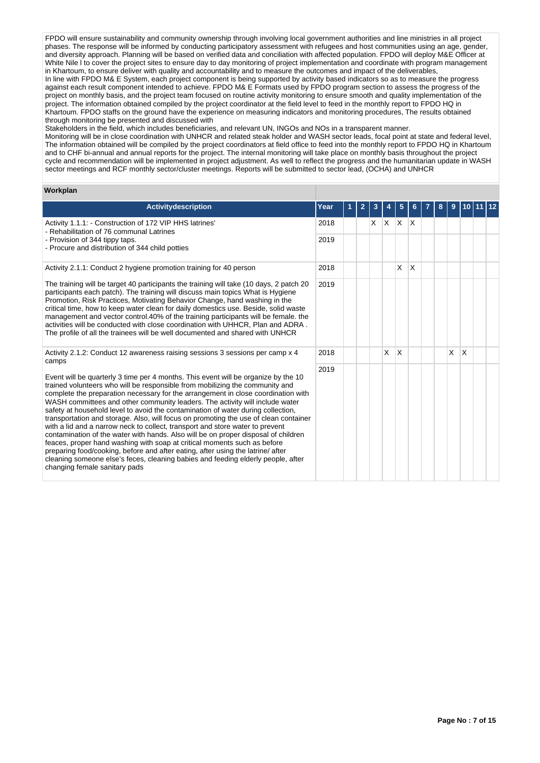FPDO will ensure sustainability and community ownership through involving local government authorities and line ministries in all project phases. The response will be informed by conducting participatory assessment with refugees and host communities using an age, gender, and diversity approach. Planning will be based on verified data and conciliation with affected population. FPDO will deploy M&E Officer at White Nile l to cover the project sites to ensure day to day monitoring of project implementation and coordinate with program management in Khartoum, to ensure deliver with quality and accountability and to measure the outcomes and impact of the deliverables,
In line with FPDO M& E System, each project component is being supported by activity based indicators so as to measure the progress against each result component intended to achieve. FPDO M& E Formats used by FPDO program section to assess the progress of the project on monthly basis, and the project team focused on routine activity monitoring to ensure smooth and quality implementation of the project. The information obtained compiled by the project coordinator at the field level to feed in the monthly report to FPDO HQ in Khartoum. FPDO staffs on the ground have the experience on measuring indicators and monitoring procedures, The results obtained through monitoring be presented and discussed with
Stakeholders in the field, which includes beneficiaries, and relevant UN, INGOs and NOs in a transparent manner.
Monitoring will be in close coordination with UNHCR and related steak holder and WASH sector leads, focal point at state and federal level, The information obtained will be compiled by the project coordinators at field office to feed into the monthly report to FPDO HQ in Khartoum and to CHF bi-annual and annual reports for the project. The internal monitoring will take place on monthly basis throughout the project cycle and recommendation will be implemented in project adjustment. As well to reflect the progress and the humanitarian update in WASH sector meetings and RCF monthly sector/cluster meetings. Reports will be submitted to sector lead, (OCHA) and UNHCR

## Workplan

| Activitydescription | Year | 1 | 2 | 3 | 4 | 5 | 6 | 7 | 8 | 9 | 10 | 11 | 12 |
|---|---|---|---|---|---|---|---|---|---|---|---|---|---|
| Activity 1.1.1: - Construction of 172 VIP HHS latrines'<br>- Rehabilitation of 76 communal Latrines<br>- Provision of 344 tippy taps.<br>- Procure and distribution of 344 child potties | 2018 | | | X | X | X | X | | | | | | |
| | 2019 | | | | | | | | | | | | |
| Activity 2.1.1: Conduct 2 hygiene promotion training for 40 person<br><br>The training will be target 40 participants the training will take (10 days, 2 patch 20 participants each patch). The training will discuss main topics What is Hygiene Promotion, Risk Practices, Motivating Behavior Change, hand washing in the critical time, how to keep water clean for daily domestics use. Beside, solid waste management and vector control.40% of the training participants will be female. the activities will be conducted with close coordination with UHHCR, Plan and ADRA . The profile of all the trainees will be well documented and shared with UNHCR | 2018 | | | | | X | X | | | | | | |
| | 2019 | | | | | | | | | | | | |
| Activity 2.1.2: Conduct 12 awareness raising sessions 3 sessions per camp x 4 camps<br><br>Event will be quarterly 3 time per 4 months. This event will be organize by the 10 trained volunteers who will be responsible from mobilizing the community and complete the preparation necessary for the arrangement in close coordination with WASH committees and other community leaders. The activity will include water safety at household level to avoid the contamination of water during collection, transportation and storage. Also, will focus on promoting the use of clean container with a lid and a narrow neck to collect, transport and store water to prevent contamination of the water with hands. Also will be on proper disposal of children feaces, proper hand washing with soap at critical moments such as before preparing food/cooking, before and after eating, after using the latrine/ after cleaning someone else's feces, cleaning babies and feeding elderly people, after changing female sanitary pads | 2018 | | | | X | X | | | | X | X | | |
| | 2019 | | | | | | | | | | | | |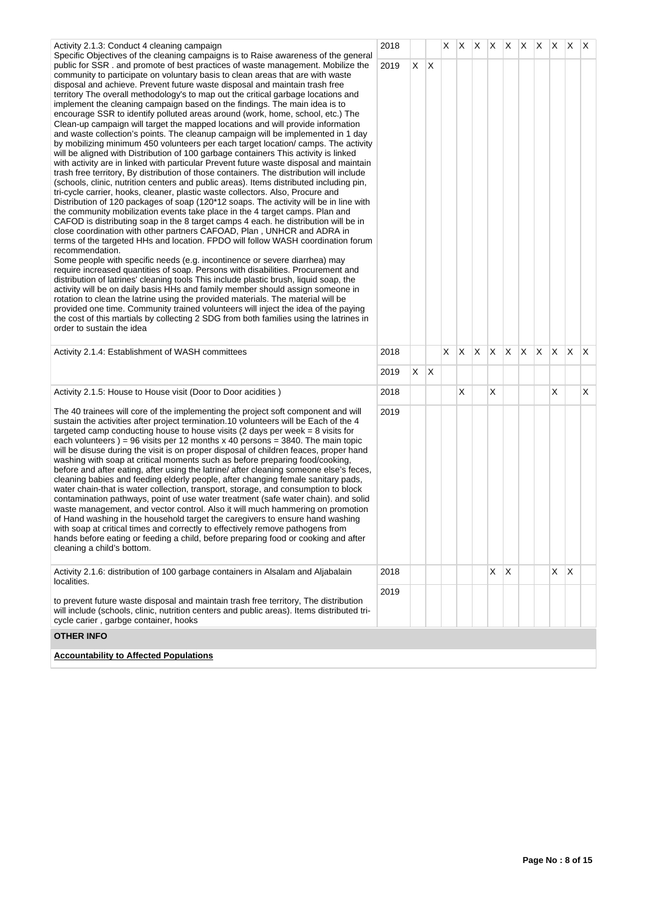| Activity | Year | 1 | 2 | 3 | 4 | 5 | 6 | 7 | 8 | 9 | 10 | 11 | 12 |
|---|---|---|---|---|---|---|---|---|---|---|---|---|---|
| Activity 2.1.3: Conduct 4 cleaning campaign<br>Specific Objectives of the cleaning campaigns is to Raise awareness of the general public for SSR . and promote of best practices of waste management. Mobilize the community to participate on voluntary basis to clean areas that are with waste disposal and achieve. Prevent future waste disposal and maintain trash free territory The overall methodology's to map out the critical garbage locations and implement the cleaning campaign based on the findings. The main idea is to encourage SSR to identify polluted areas around (work, home, school, etc.) The Clean-up campaign will target the mapped locations and will provide information and waste collection's points. The cleanup campaign will be implemented in 1 day by mobilizing minimum 450 volunteers per each target location/ camps. The activity will be aligned with Distribution of 100 garbage containers This activity is linked with activity are in linked with particular Prevent future waste disposal and maintain trash free territory, By distribution of those containers. The distribution will include (schools, clinic, nutrition centers and public areas). Items distributed including pin, tri-cycle carrier, hooks, cleaner, plastic waste collectors. Also, Procure and Distribution of 120 packages of soap (120*12 soaps. The activity will be in line with the community mobilization events take place in the 4 target camps. Plan and CAFOD is distributing soap in the 8 target camps 4 each. he distribution will be in close coordination with other partners CAFOAD, Plan , UNHCR and ADRA in terms of the targeted HHs and location. FPDO will follow WASH coordination forum recommendation.<br>Some people with specific needs (e.g. incontinence or severe diarrhea) may require increased quantities of soap. Persons with disabilities. Procurement and distribution of latrines' cleaning tools This include plastic brush, liquid soap, the activity will be on daily basis HHs and family member should assign someone in rotation to clean the latrine using the provided materials. The material will be provided one time. Community trained volunteers will inject the idea of the paying the cost of this martials by collecting 2 SDG from both families using the latrines in order to sustain the idea | 2018 | | | X | X | X | X | X | X | X | X | X | X |
| | 2019 | X | X | | | | | | | | | | |
| Activity 2.1.4: Establishment of WASH committees | 2018 | | | X | X | X | X | X | X | X | X | X | X |
| | 2019 | X | X | | | | | | | | | | |
| Activity 2.1.5: House to House visit (Door to Door acidities )<br><br>The 40 trainees will core of the implementing the project soft component and will sustain the activities after project termination.10 volunteers will be Each of the 4 targeted camp conducting house to house visits (2 days per week = 8 visits for each volunteers ) = 96 visits per 12 months x 40 persons = 3840. The main topic will be disuse during the visit is on proper disposal of children feaces, proper hand washing with soap at critical moments such as before preparing food/cooking, before and after eating, after using the latrine/ after cleaning someone else's feces, cleaning babies and feeding elderly people, after changing female sanitary pads, water chain-that is water collection, transport, storage, and consumption to block contamination pathways, point of use water treatment (safe water chain). and solid waste management, and vector control. Also it will much hammering on promotion of Hand washing in the household target the caregivers to ensure hand washing with soap at critical times and correctly to effectively remove pathogens from hands before eating or feeding a child, before preparing food or cooking and after cleaning a child's bottom. | 2018 | | | | X | | X | | | | X | | X |
| | 2019 | | | | | | | | | | | | |
| Activity 2.1.6: distribution of 100 garbage containers in Alsalam and Aljabalain localities.<br><br>to prevent future waste disposal and maintain trash free territory, The distribution will include (schools, clinic, nutrition centers and public areas). Items distributed tri-cycle carier , garbge container, hooks | 2018 | | | | | | X | X | | | X | X | |
| | 2019 | | | | | | | | | | | | |

**OTHER INFO**

**Accountability to Affected Populations**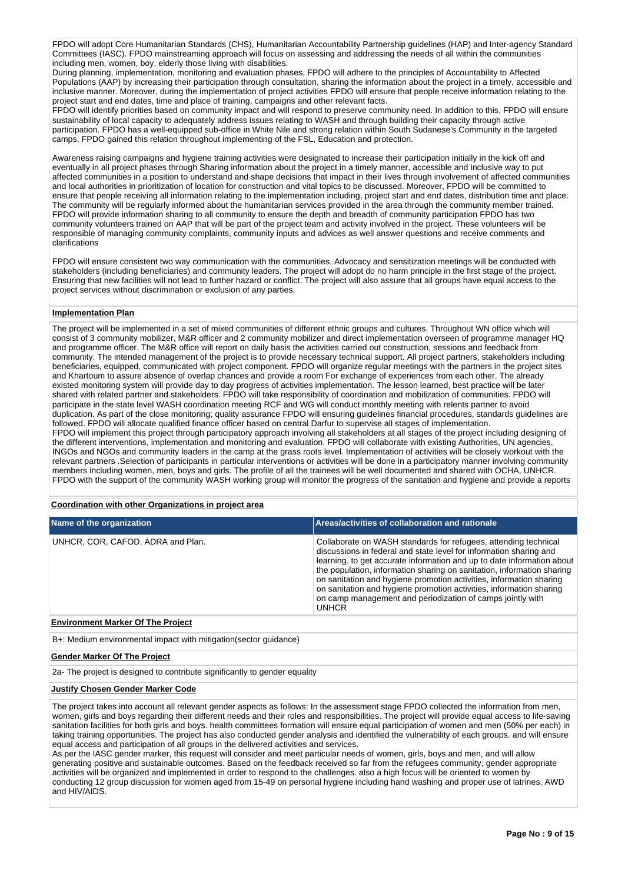FPDO will adopt Core Humanitarian Standards (CHS), Humanitarian Accountability Partnership guidelines (HAP) and Inter-agency Standard Committees (IASC). FPDO mainstreaming approach will focus on assessing and addressing the needs of all within the communities including men, women, boy, elderly those living with disabilities.
During planning, implementation, monitoring and evaluation phases, FPDO will adhere to the principles of Accountability to Affected Populations (AAP) by increasing their participation through consultation, sharing the information about the project in a timely, accessible and inclusive manner. Moreover, during the implementation of project activities FPDO will ensure that people receive information relating to the project start and end dates, time and place of training, campaigns and other relevant facts.
FPDO will identify priorities based on community impact and will respond to preserve community need. In addition to this, FPDO will ensure sustainability of local capacity to adequately address issues relating to WASH and through building their capacity through active participation. FPDO has a well-equipped sub-office in White Nile and strong relation within South Sudanese's Community in the targeted camps, FPDO gained this relation throughout implementing of the FSL, Education and protection.

Awareness raising campaigns and hygiene training activities were designated to increase their participation initially in the kick off and eventually in all project phases through Sharing information about the project in a timely manner, accessible and inclusive way to put affected communities in a position to understand and shape decisions that impact in their lives through involvement of affected communities and local authorities in prioritization of location for construction and vital topics to be discussed. Moreover, FPDO will be committed to ensure that people receiving all information relating to the implementation including, project start and end dates, distribution time and place. The community will be regularly informed about the humanitarian services provided in the area through the community member trained. FPDO will provide information sharing to all community to ensure the depth and breadth of community participation FPDO has two community volunteers trained on AAP that will be part of the project team and activity involved in the project. These volunteers will be responsible of managing community complaints, community inputs and advices as well answer questions and receive comments and clarifications

FPDO will ensure consistent two way communication with the communities. Advocacy and sensitization meetings will be conducted with stakeholders (including beneficiaries) and community leaders. The project will adopt do no harm principle in the first stage of the project. Ensuring that new facilities will not lead to further hazard or conflict. The project will also assure that all groups have equal access to the project services without discrimination or exclusion of any parties.

**Implementation Plan**

The project will be implemented in a set of mixed communities of different ethnic groups and cultures. Throughout WN office which will consist of 3 community mobilizer, M&R officer and 2 community mobilizer and direct implementation overseen of programme manager HQ and programme officer. The M&R office will report on daily basis the activities carried out construction, sessions and feedback from community. The intended management of the project is to provide necessary technical support. All project partners, stakeholders including beneficiaries, equipped, communicated with project component. FPDO will organize regular meetings with the partners in the project sites and Khartoum to assure absence of overlap chances and provide a room For exchange of experiences from each other. The already existed monitoring system will provide day to day progress of activities implementation. The lesson learned, best practice will be later shared with related partner and stakeholders. FPDO will take responsibility of coordination and mobilization of communities. FPDO will participate in the state level WASH coordination meeting RCF and WG will conduct monthly meeting with relents partner to avoid duplication. As part of the close monitoring; quality assurance FPDO will ensuring guidelines financial procedures, standards guidelines are followed. FPDO will allocate qualified finance officer based on central Darfur to supervise all stages of implementation.
FPDO will implement this project through participatory approach involving all stakeholders at all stages of the project including designing of the different interventions, implementation and monitoring and evaluation. FPDO will collaborate with existing Authorities, UN agencies, INGOs and NGOs and community leaders in the camp at the grass roots level. Implementation of activities will be closely workout with the relevant partners .Selection of participants in particular interventions or activities will be done in a participatory manner involving community members including women, men, boys and girls. The profile of all the trainees will be well documented and shared with OCHA, UNHCR. FPDO with the support of the community WASH working group will monitor the progress of the sanitation and hygiene and provide a reports

**Coordination with other Organizations in project area**

| Name of the organization | Areas/activities of collaboration and rationale |
|---|---|
| UNHCR, COR, CAFOD, ADRA and Plan. | Collaborate on WASH standards for refugees, attending technical discussions in federal and state level for information sharing and learning. to get accurate information and up to date information about the population, information sharing on sanitation, information sharing on sanitation and hygiene promotion activities, information sharing on sanitation and hygiene promotion activities, information sharing on camp management and periodization of camps jointly with UNHCR |

**Environment Marker Of The Project**

B+: Medium environmental impact with mitigation(sector guidance)

**Gender Marker Of The Project**

2a- The project is designed to contribute significantly to gender equality

**Justify Chosen Gender Marker Code**

The project takes into account all relevant gender aspects as follows: In the assessment stage FPDO collected the information from men, women, girls and boys regarding their different needs and their roles and responsibilities. The project will provide equal access to life-saving sanitation facilities for both girls and boys. health committees formation will ensure equal participation of women and men (50% per each) in taking training opportunities. The project has also conducted gender analysis and identified the vulnerability of each groups. and will ensure equal access and participation of all groups in the delivered activities and services.
As per the IASC gender marker, this request will consider and meet particular needs of women, girls, boys and men, and will allow generating positive and sustainable outcomes. Based on the feedback received so far from the refugees community, gender appropriate activities will be organized and implemented in order to respond to the challenges. also a high focus will be oriented to women by conducting 12 group discussion for women aged from 15-49 on personal hygiene including hand washing and proper use of latrines, AWD and HIV/AIDS.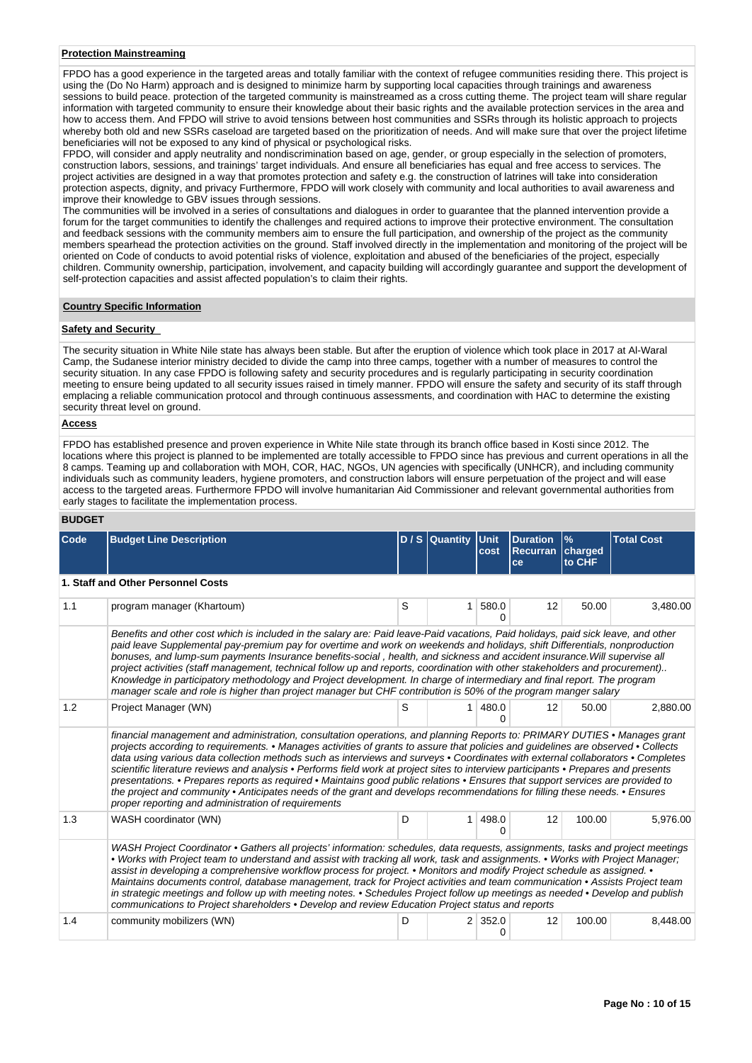**Protection Mainstreaming**

FPDO has a good experience in the targeted areas and totally familiar with the context of refugee communities residing there. This project is using the (Do No Harm) approach and is designed to minimize harm by supporting local capacities through trainings and awareness sessions to build peace. protection of the targeted community is mainstreamed as a cross cutting theme. The project team will share regular information with targeted community to ensure their knowledge about their basic rights and the available protection services in the area and how to access them. And FPDO will strive to avoid tensions between host communities and SSRs through its holistic approach to projects whereby both old and new SSRs caseload are targeted based on the prioritization of needs. And will make sure that over the project lifetime beneficiaries will not be exposed to any kind of physical or psychological risks.

FPDO, will consider and apply neutrality and nondiscrimination based on age, gender, or group especially in the selection of promoters, construction labors, sessions, and trainings' target individuals. And ensure all beneficiaries has equal and free access to services. The project activities are designed in a way that promotes protection and safety e.g. the construction of latrines will take into consideration protection aspects, dignity, and privacy Furthermore, FPDO will work closely with community and local authorities to avail awareness and improve their knowledge to GBV issues through sessions.

The communities will be involved in a series of consultations and dialogues in order to guarantee that the planned intervention provide a forum for the target communities to identify the challenges and required actions to improve their protective environment. The consultation and feedback sessions with the community members aim to ensure the full participation, and ownership of the project as the community members spearhead the protection activities on the ground. Staff involved directly in the implementation and monitoring of the project will be oriented on Code of conducts to avoid potential risks of violence, exploitation and abused of the beneficiaries of the project, especially children. Community ownership, participation, involvement, and capacity building will accordingly guarantee and support the development of self-protection capacities and assist affected population's to claim their rights.

**Country Specific Information**

**Safety and Security**

The security situation in White Nile state has always been stable. But after the eruption of violence which took place in 2017 at Al-Waral Camp, the Sudanese interior ministry decided to divide the camp into three camps, together with a number of measures to control the security situation. In any case FPDO is following safety and security procedures and is regularly participating in security coordination meeting to ensure being updated to all security issues raised in timely manner. FPDO will ensure the safety and security of its staff through emplacing a reliable communication protocol and through continuous assessments, and coordination with HAC to determine the existing security threat level on ground.

**Access**

FPDO has established presence and proven experience in White Nile state through its branch office based in Kosti since 2012. The locations where this project is planned to be implemented are totally accessible to FPDO since has previous and current operations in all the 8 camps. Teaming up and collaboration with MOH, COR, HAC, NGOs, UN agencies with specifically (UNHCR), and including community individuals such as community leaders, hygiene promoters, and construction labors will ensure perpetuation of the project and will ease access to the targeted areas. Furthermore FPDO will involve humanitarian Aid Commissioner and relevant governmental authorities from early stages to facilitate the implementation process.

**BUDGET**

| Code | Budget Line Description | D / S | Quantity | Unit cost | Duration Recurrance | % charged to CHF | Total Cost |
|---|---|---|---|---|---|---|---|
| **1. Staff and Other Personnel Costs** | | | | | | | |
| 1.1 | program manager (Khartoum) | S | 1 | 580.00 | 12 | 50.00 | 3,480.00 |
| | *Benefits and other cost which is included in the salary are: Paid leave-Paid vacations, Paid holidays, paid sick leave, and other paid leave Supplemental pay-premium pay for overtime and work on weekends and holidays, shift Differentials, nonproduction bonuses, and lump-sum payments Insurance benefits-social , health, and sickness and accident insurance.Will supervise all project activities (staff management, technical follow up and reports, coordination with other stakeholders and procurement).. Knowledge in participatory methodology and Project development. In charge of intermediary and final report. The program manager scale and role is higher than project manager but CHF contribution is 50% of the program manger salary* | | | | | | |
| 1.2 | Project Manager (WN) | S | 1 | 480.00 | 12 | 50.00 | 2,880.00 |
| | *financial management and administration, consultation operations, and planning Reports to: PRIMARY DUTIES • Manages grant projects according to requirements. • Manages activities of grants to assure that policies and guidelines are observed • Collects data using various data collection methods such as interviews and surveys • Coordinates with external collaborators • Completes scientific literature reviews and analysis • Performs field work at project sites to interview participants • Prepares and presents presentations. • Prepares reports as required • Maintains good public relations • Ensures that support services are provided to the project and community • Anticipates needs of the grant and develops recommendations for filling these needs. • Ensures proper reporting and administration of requirements* | | | | | | |
| 1.3 | WASH coordinator (WN) | D | 1 | 498.00 | 12 | 100.00 | 5,976.00 |
| | *WASH Project Coordinator • Gathers all projects' information: schedules, data requests, assignments, tasks and project meetings • Works with Project team to understand and assist with tracking all work, task and assignments. • Works with Project Manager; assist in developing a comprehensive workflow process for project. • Monitors and modify Project schedule as assigned. • Maintains documents control, database management, track for Project activities and team communication • Assists Project team in strategic meetings and follow up with meeting notes. • Schedules Project follow up meetings as needed • Develop and publish communications to Project shareholders • Develop and review Education Project status and reports* | | | | | | |
| 1.4 | community mobilizers (WN) | D | 2 | 352.00 | 12 | 100.00 | 8,448.00 |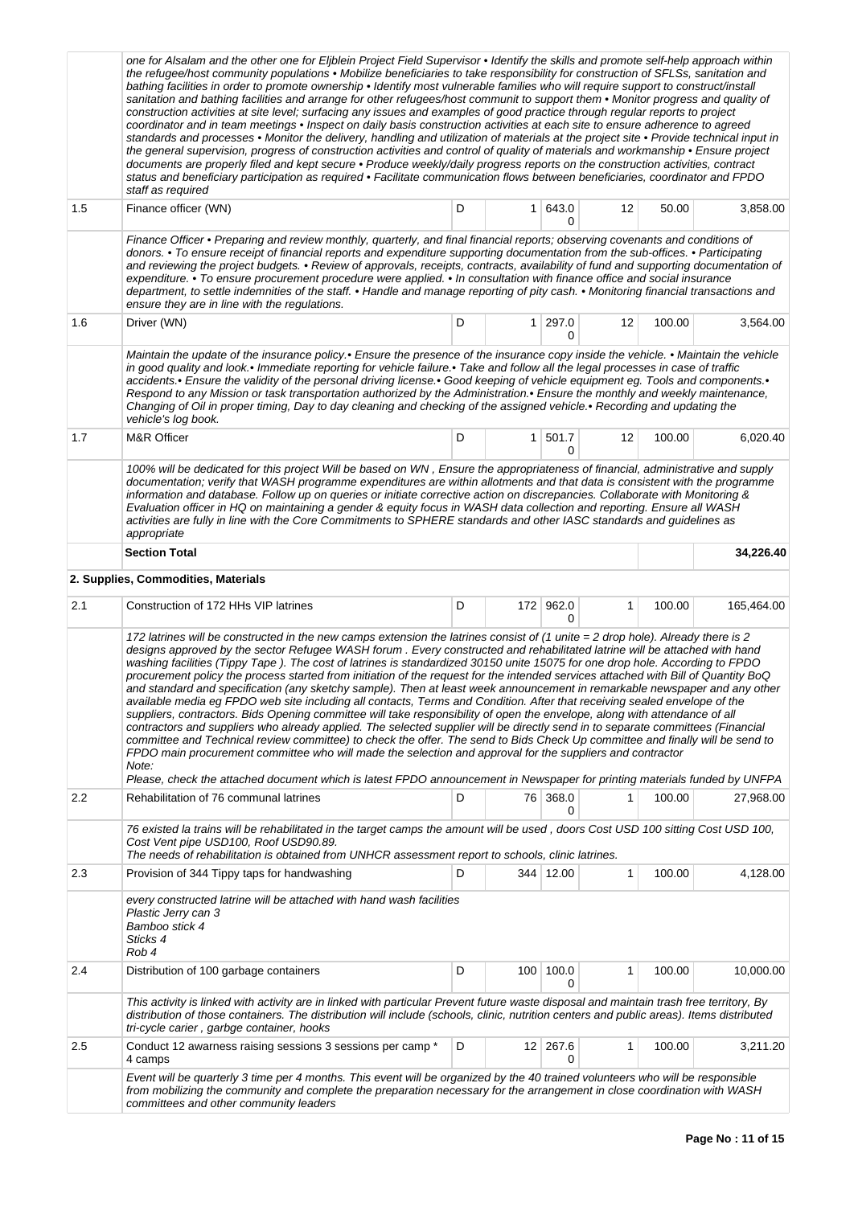| | | | | | | | |
|---|---|---|---|---|---|---|---|
| | one for Alsalam and the other one for Eljblein Project Field Supervisor • Identify the skills and promote self-help approach within the refugee/host community populations • Mobilize beneficiaries to take responsibility for construction of SFLSs, sanitation and bathing facilities in order to promote ownership • Identify most vulnerable families who will require support to construct/install sanitation and bathing facilities and arrange for other refugees/host communit to support them • Monitor progress and quality of construction activities at site level; surfacing any issues and examples of good practice through regular reports to project coordinator and in team meetings • Inspect on daily basis construction activities at each site to ensure adherence to agreed standards and processes • Monitor the delivery, handling and utilization of materials at the project site • Provide technical input in the general supervision, progress of construction activities and control of quality of materials and workmanship • Ensure project documents are properly filed and kept secure • Produce weekly/daily progress reports on the construction activities, contract status and beneficiary participation as required • Facilitate communication flows between beneficiaries, coordinator and FPDO staff as required | | | | | | |
| 1.5 | Finance officer (WN) | D | 1 | 643.00 | 12 | 50.00 | 3,858.00 |
| | Finance Officer • Preparing and review monthly, quarterly, and final financial reports; observing covenants and conditions of donors. • To ensure receipt of financial reports and expenditure supporting documentation from the sub-offices. • Participating and reviewing the project budgets. • Review of approvals, receipts, contracts, availability of fund and supporting documentation of expenditure. • To ensure procurement procedure were applied. • In consultation with finance office and social insurance department, to settle indemnities of the staff. • Handle and manage reporting of pity cash. • Monitoring financial transactions and ensure they are in line with the regulations. | | | | | | |
| 1.6 | Driver (WN) | D | 1 | 297.00 | 12 | 100.00 | 3,564.00 |
| | Maintain the update of the insurance policy.• Ensure the presence of the insurance copy inside the vehicle. • Maintain the vehicle in good quality and look.• Immediate reporting for vehicle failure.• Take and follow all the legal processes in case of traffic accidents.• Ensure the validity of the personal driving license.• Good keeping of vehicle equipment eg. Tools and components.• Respond to any Mission or task transportation authorized by the Administration.• Ensure the monthly and weekly maintenance, Changing of Oil in proper timing, Day to day cleaning and checking of the assigned vehicle.• Recording and updating the vehicle's log book. | | | | | | |
| 1.7 | M&R Officer | D | 1 | 501.70 | 12 | 100.00 | 6,020.40 |
| | 100% will be dedicated for this project Will be based on WN , Ensure the appropriateness of financial, administrative and supply documentation; verify that WASH programme expenditures are within allotments and that data is consistent with the programme information and database. Follow up on queries or initiate corrective action on discrepancies. Collaborate with Monitoring & Evaluation officer in HQ on maintaining a gender & equity focus in WASH data collection and reporting. Ensure all WASH activities are fully in line with the Core Commitments to SPHERE standards and other IASC standards and guidelines as appropriate | | | | | | |
| | **Section Total** | | | | | | **34,226.40** |
| | **2. Supplies, Commodities, Materials** | | | | | | |
| 2.1 | Construction of 172 HHs VIP latrines | D | 172 | 962.00 | 1 | 100.00 | 165,464.00 |
| | 172 latrines will be constructed in the new camps extension the latrines consist of (1 unite = 2 drop hole). Already there is 2 designs approved by the sector Refugee WASH forum . Every constructed and rehabilitated latrine will be attached with hand washing facilities (Tippy Tape ). The cost of latrines is standardized 30150 unite 15075 for one drop hole. According to FPDO procurement policy the process started from initiation of the request for the intended services attached with Bill of Quantity BoQ and standard and specification (any sketchy sample). Then at least week announcement in remarkable newspaper and any other available media eg FPDO web site including all contacts, Terms and Condition. After that receiving sealed envelope of the suppliers, contractors. Bids Opening committee will take responsibility of open the envelope, along with attendance of all contractors and suppliers who already applied. The selected supplier will be directly send in to separate committees (Financial committee and Technical review committee) to check the offer. The send to Bids Check Up committee and finally will be send to FPDO main procurement committee who will made the selection and approval for the suppliers and contractor Note: Please, check the attached document which is latest FPDO announcement in Newspaper for printing materials funded by UNFPA | | | | | | |
| 2.2 | Rehabilitation of 76 communal latrines | D | 76 | 368.00 | 1 | 100.00 | 27,968.00 |
| | 76 existed la trains will be rehabilitated in the target camps the amount will be used , doors Cost USD 100 sitting Cost USD 100, Cost Vent pipe USD100, Roof USD90.89. The needs of rehabilitation is obtained from UNHCR assessment report to schools, clinic latrines. | | | | | | |
| 2.3 | Provision of 344 Tippy taps for handwashing | D | 344 | 12.00 | 1 | 100.00 | 4,128.00 |
| | every constructed latrine will be attached with hand wash facilities Plastic Jerry can 3 Bamboo stick 4 Sticks 4 Rob 4 | | | | | | |
| 2.4 | Distribution of 100 garbage containers | D | 100 | 100.00 | 1 | 100.00 | 10,000.00 |
| | This activity is linked with activity are in linked with particular Prevent future waste disposal and maintain trash free territory, By distribution of those containers. The distribution will include (schools, clinic, nutrition centers and public areas). Items distributed tri-cycle carier , garbge container, hooks | | | | | | |
| 2.5 | Conduct 12 awarness raising sessions 3 sessions per camp * 4 camps | D | 12 | 267.60 | 1 | 100.00 | 3,211.20 |
| | Event will be quarterly 3 time per 4 months. This event will be organized by the 40 trained volunteers who will be responsible from mobilizing the community and complete the preparation necessary for the arrangement in close coordination with WASH committees and other community leaders | | | | | | |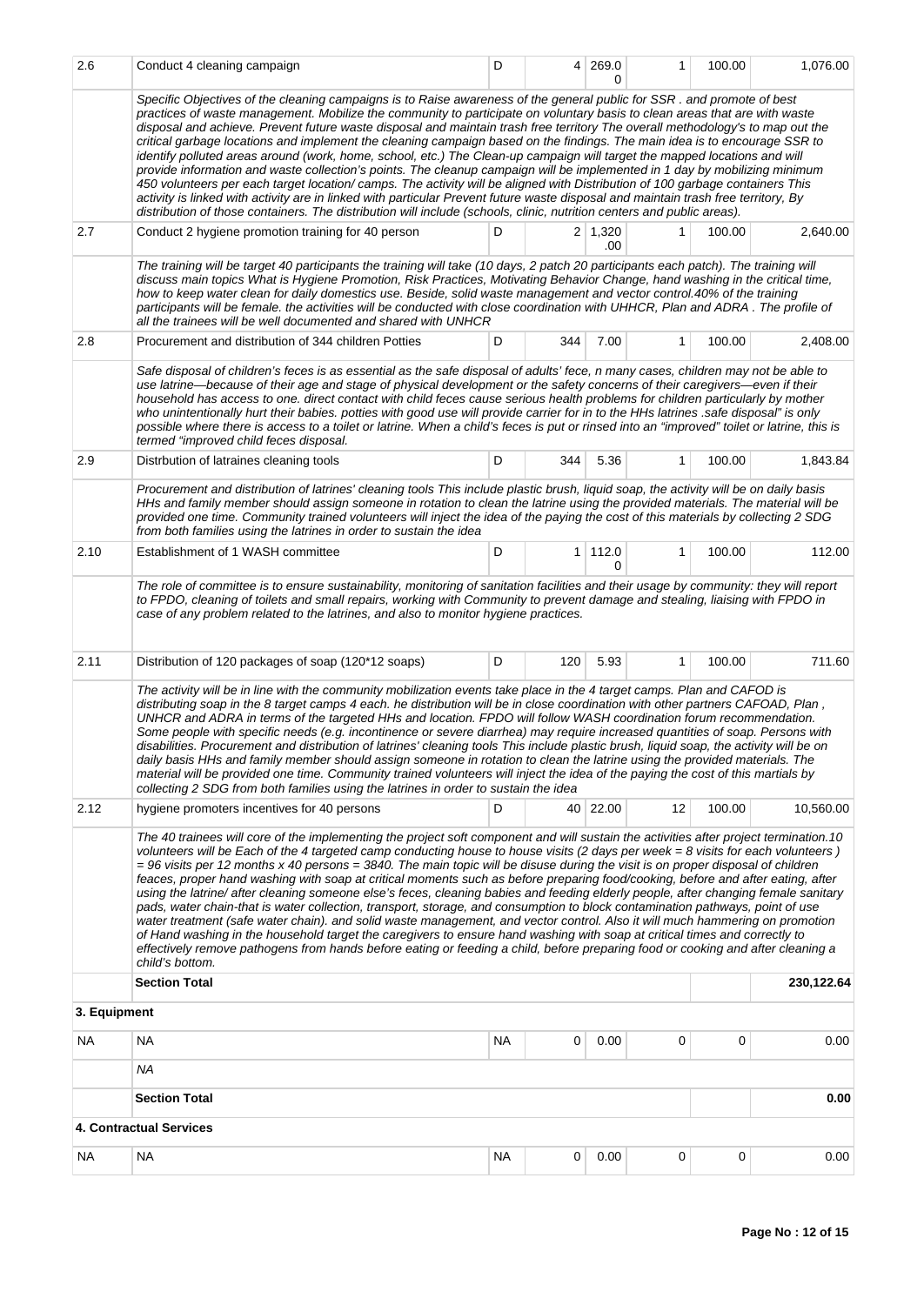| 2.6 | Conduct 4 cleaning campaign | D | 4 | 269.00 | 1 | 100.00 | 1,076.00 |
|---|---|---|---|---|---|---|---|
| | *Specific Objectives of the cleaning campaigns is to Raise awareness of the general public for SSR . and promote of best practices of waste management. Mobilize the community to participate on voluntary basis to clean areas that are with waste disposal and achieve. Prevent future waste disposal and maintain trash free territory The overall methodology's to map out the critical garbage locations and implement the cleaning campaign based on the findings. The main idea is to encourage SSR to identify polluted areas around (work, home, school, etc.) The Clean-up campaign will target the mapped locations and will provide information and waste collection's points. The cleanup campaign will be implemented in 1 day by mobilizing minimum 450 volunteers per each target location/ camps. The activity will be aligned with Distribution of 100 garbage containers This activity is linked with activity are in linked with particular Prevent future waste disposal and maintain trash free territory, By distribution of those containers. The distribution will include (schools, clinic, nutrition centers and public areas).* | | | | | | |
| 2.7 | Conduct 2 hygiene promotion training for 40 person | D | 2 | 1,320.00 | 1 | 100.00 | 2,640.00 |
| | *The training will be target 40 participants the training will take (10 days, 2 patch 20 participants each patch). The training will discuss main topics What is Hygiene Promotion, Risk Practices, Motivating Behavior Change, hand washing in the critical time, how to keep water clean for daily domestics use. Beside, solid waste management and vector control.40% of the training participants will be female. the activities will be conducted with close coordination with UHHCR, Plan and ADRA . The profile of all the trainees will be well documented and shared with UNHCR* | | | | | | |
| 2.8 | Procurement and distribution of 344 children Potties | D | 344 | 7.00 | 1 | 100.00 | 2,408.00 |
| | *Safe disposal of children's feces is as essential as the safe disposal of adults' fece, n many cases, children may not be able to use latrine—because of their age and stage of physical development or the safety concerns of their caregivers—even if their household has access to one. direct contact with child feces cause serious health problems for children particularly by mother who unintentionally hurt their babies. potties with good use will provide carrier for in to the HHs latrines .safe disposal" is only possible where there is access to a toilet or latrine. When a child's feces is put or rinsed into an "improved" toilet or latrine, this is termed "improved child feces disposal.* | | | | | | |
| 2.9 | Distrbution of latraines cleaning tools | D | 344 | 5.36 | 1 | 100.00 | 1,843.84 |
| | *Procurement and distribution of latrines' cleaning tools This include plastic brush, liquid soap, the activity will be on daily basis HHs and family member should assign someone in rotation to clean the latrine using the provided materials. The material will be provided one time. Community trained volunteers will inject the idea of the paying the cost of this materials by collecting 2 SDG from both families using the latrines in order to sustain the idea* | | | | | | |
| 2.10 | Establishment of 1 WASH committee | D | 1 | 112.00 | 1 | 100.00 | 112.00 |
| | *The role of committee is to ensure sustainability, monitoring of sanitation facilities and their usage by community: they will report to FPDO, cleaning of toilets and small repairs, working with Community to prevent damage and stealing, liaising with FPDO in case of any problem related to the latrines, and also to monitor hygiene practices.* | | | | | | |
| 2.11 | Distribution of 120 packages of soap (120*12 soaps) | D | 120 | 5.93 | 1 | 100.00 | 711.60 |
| | *The activity will be in line with the community mobilization events take place in the 4 target camps. Plan and CAFOD is distributing soap in the 8 target camps 4 each. he distribution will be in close coordination with other partners CAFOAD, Plan , UNHCR and ADRA in terms of the targeted HHs and location. FPDO will follow WASH coordination forum recommendation. Some people with specific needs (e.g. incontinence or severe diarrhea) may require increased quantities of soap. Persons with disabilities. Procurement and distribution of latrines' cleaning tools This include plastic brush, liquid soap, the activity will be on daily basis HHs and family member should assign someone in rotation to clean the latrine using the provided materials. The material will be provided one time. Community trained volunteers will inject the idea of the paying the cost of this martials by collecting 2 SDG from both families using the latrines in order to sustain the idea* | | | | | | |
| 2.12 | hygiene promoters incentives for 40 persons | D | 40 | 22.00 | 12 | 100.00 | 10,560.00 |
| | *The 40 trainees will core of the implementing the project soft component and will sustain the activities after project termination.10 volunteers will be Each of the 4 targeted camp conducting house to house visits (2 days per week = 8 visits for each volunteers ) = 96 visits per 12 months x 40 persons = 3840. The main topic will be disuse during the visit is on proper disposal of children feaces, proper hand washing with soap at critical moments such as before preparing food/cooking, before and after eating, after using the latrine/ after cleaning someone else's feces, cleaning babies and feeding elderly people, after changing female sanitary pads, water chain-that is water collection, transport, storage, and consumption to block contamination pathways, point of use water treatment (safe water chain). and solid waste management, and vector control. Also it will much hammering on promotion of Hand washing in the household target the caregivers to ensure hand washing with soap at critical times and correctly to effectively remove pathogens from hands before eating or feeding a child, before preparing food or cooking and after cleaning a child's bottom.* | | | | | | |
| | **Section Total** | | | | | | **230,122.64** |
| **3. Equipment** | | | | | | | |
| NA | NA | NA | 0 | 0.00 | 0 | 0 | 0.00 |
| | *NA* | | | | | | |
| | **Section Total** | | | | | | **0.00** |
| **4. Contractual Services** | | | | | | | |
| NA | NA | NA | 0 | 0.00 | 0 | 0 | 0.00 |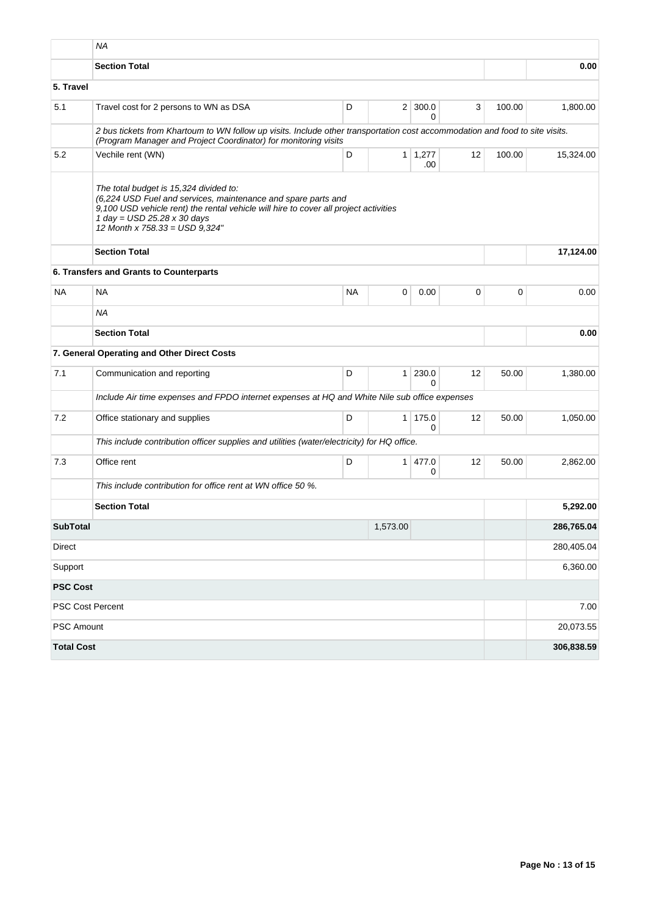| | | | | | | | |
|---|---|---|---|---|---|---|---|
| | *NA* | | | | | | |
| | **Section Total** | | | | | | **0.00** |
| **5. Travel** | | | | | | | |
| 5.1 | Travel cost for 2 persons to WN as DSA | D | 2 | 300.00 | 3 | 100.00 | 1,800.00 |
| | *2 bus tickets from Khartoum to WN follow up visits. Include other transportation cost accommodation and food to site visits. (Program Manager and Project Coordinator) for monitoring visits* | | | | | | |
| 5.2 | Vechile rent (WN) | D | 1 | 1,277.00 | 12 | 100.00 | 15,324.00 |
| | *The total budget is 15,324 divided to: (6,224 USD Fuel and services, maintenance and spare parts and 9,100 USD vehicle rent) the rental vehicle will hire to cover all project activities 1 day = USD 25.28 x 30 days 12 Month x 758.33 = USD 9,324"* | | | | | | |
| | **Section Total** | | | | | | **17,124.00** |
| | **6. Transfers and Grants to Counterparts** | | | | | | |
| NA | NA | NA | 0 | 0.00 | 0 | 0 | 0.00 |
| | *NA* | | | | | | |
| | **Section Total** | | | | | | **0.00** |
| | **7. General Operating and Other Direct Costs** | | | | | | |
| 7.1 | Communication and reporting | D | 1 | 230.00 | 12 | 50.00 | 1,380.00 |
| | *Include Air time expenses and FPDO internet expenses at HQ and White Nile sub office expenses* | | | | | | |
| 7.2 | Office stationary and supplies | D | 1 | 175.00 | 12 | 50.00 | 1,050.00 |
| | *This include contribution officer supplies and utilities (water/electricity) for HQ office.* | | | | | | |
| 7.3 | Office rent | D | 1 | 477.00 | 12 | 50.00 | 2,862.00 |
| | *This include contribution for office rent at WN office 50 %.* | | | | | | |
| | **Section Total** | | | | | | **5,292.00** |
| **SubTotal** | | | 1,573.00 | | | | **286,765.04** |
| Direct | | | | | | | 280,405.04 |
| Support | | | | | | | 6,360.00 |
| **PSC Cost** | | | | | | | |
| PSC Cost Percent | | | | | | | 7.00 |
| PSC Amount | | | | | | | 20,073.55 |
| **Total Cost** | | | | | | | **306,838.59** |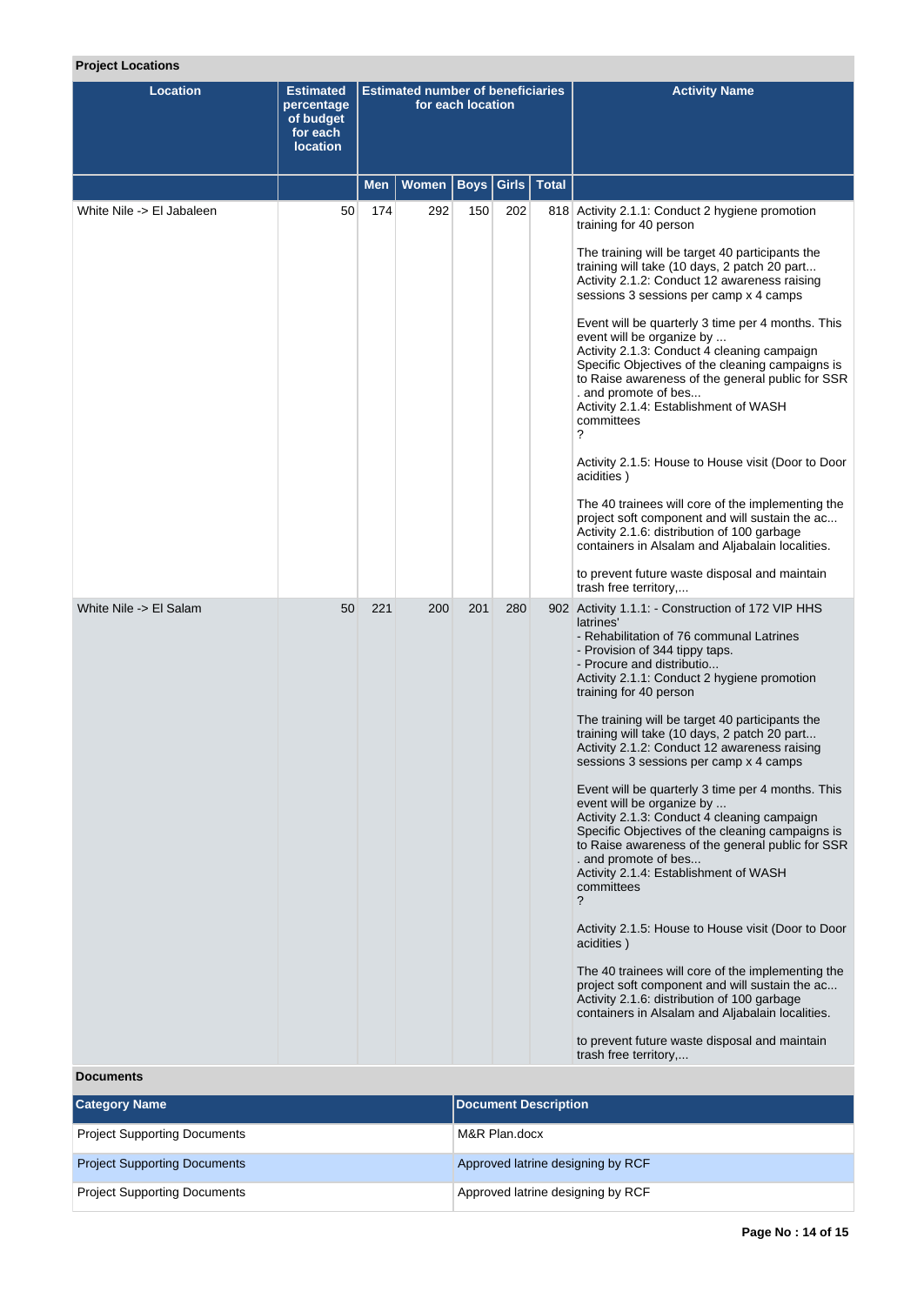## Project Locations

| Location | Estimated percentage of budget for each location | Estimated number of beneficiaries for each location | | | | | Activity Name |
|---|---|---|---|---|---|---|---|
| | | Men | Women | Boys | Girls | Total | |
| White Nile -> El Jabaleen | 50 | 174 | 292 | 150 | 202 | 818 | Activity 2.1.1: Conduct 2 hygiene promotion training for 40 person<br><br>The training will be target 40 participants the training will take (10 days, 2 patch 20 part...<br>Activity 2.1.2: Conduct 12 awareness raising sessions 3 sessions per camp x 4 camps<br><br>Event will be quarterly 3 time per 4 months. This event will be organize by ...<br>Activity 2.1.3: Conduct 4 cleaning campaign Specific Objectives of the cleaning campaigns is to Raise awareness of the general public for SSR . and promote of bes...<br>Activity 2.1.4: Establishment of WASH committees<br>?<br><br>Activity 2.1.5: House to House visit (Door to Door acidities )<br><br>The 40 trainees will core of the implementing the project soft component and will sustain the ac...<br>Activity 2.1.6: distribution of 100 garbage containers in Alsalam and Aljabalain localities.<br><br>to prevent future waste disposal and maintain trash free territory,... |
| White Nile -> El Salam | 50 | 221 | 200 | 201 | 280 | 902 | Activity 1.1.1: - Construction of 172 VIP HHS latrines'<br>- Rehabilitation of 76 communal Latrines<br>- Provision of 344 tippy taps.<br>- Procure and distributio...<br>Activity 2.1.1: Conduct 2 hygiene promotion training for 40 person<br><br>The training will be target 40 participants the training will take (10 days, 2 patch 20 part...<br>Activity 2.1.2: Conduct 12 awareness raising sessions 3 sessions per camp x 4 camps<br><br>Event will be quarterly 3 time per 4 months. This event will be organize by ...<br>Activity 2.1.3: Conduct 4 cleaning campaign Specific Objectives of the cleaning campaigns is to Raise awareness of the general public for SSR . and promote of bes...<br>Activity 2.1.4: Establishment of WASH committees<br>?<br><br>Activity 2.1.5: House to House visit (Door to Door acidities )<br><br>The 40 trainees will core of the implementing the project soft component and will sustain the ac...<br>Activity 2.1.6: distribution of 100 garbage containers in Alsalam and Aljabalain localities.<br><br>to prevent future waste disposal and maintain trash free territory,... |

## Documents

| Category Name | Document Description |
|---|---|
| Project Supporting Documents | M&R Plan.docx |
| Project Supporting Documents | Approved latrine designing by RCF |
| Project Supporting Documents | Approved latrine designing by RCF |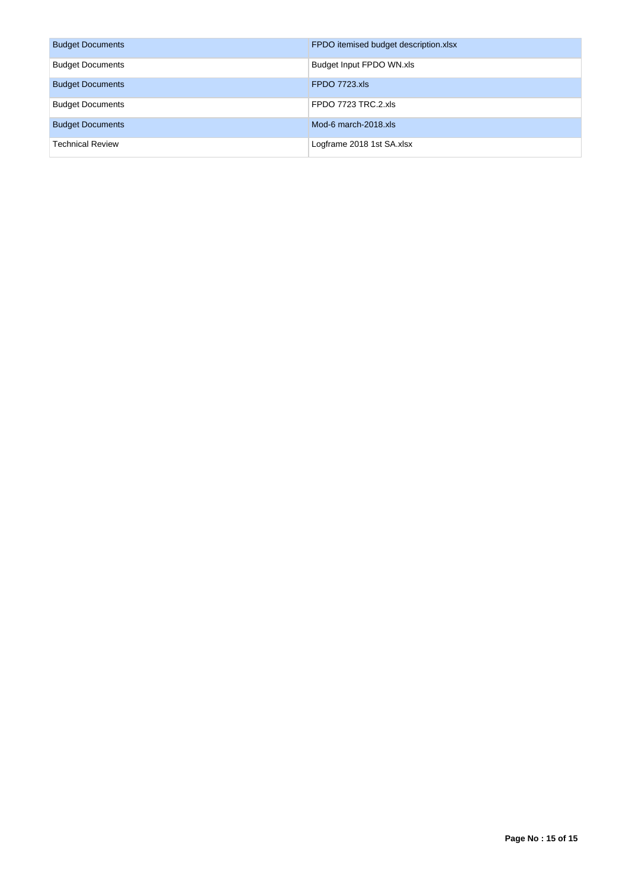| | |
|---|---|
| Budget Documents | FPDO itemised budget description.xlsx |
| Budget Documents | Budget Input FPDO WN.xls |
| Budget Documents | FPDO 7723.xls |
| Budget Documents | FPDO 7723 TRC.2.xls |
| Budget Documents | Mod-6 march-2018.xls |
| Technical Review | Logframe 2018 1st SA.xlsx |